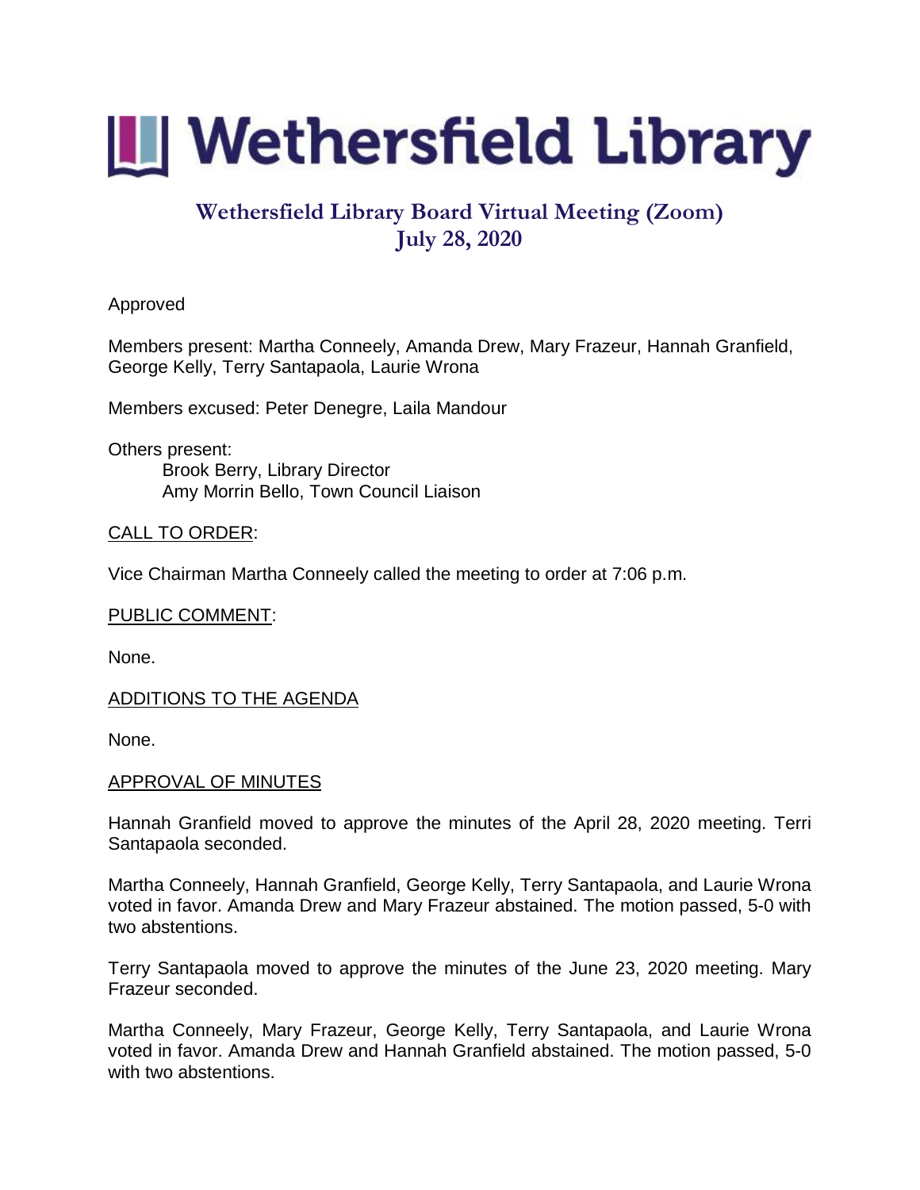# Wethersfield Library

## Wethersfield Library Board Virtual Meeting (Zoom)
## July 28, 2020

Approved

Members present: Martha Conneely, Amanda Drew, Mary Frazeur, Hannah Granfield, George Kelly, Terry Santapaola, Laurie Wrona

Members excused: Peter Denegre, Laila Mandour

Others present:
- Brook Berry, Library Director
- Amy Morrin Bello, Town Council Liaison

CALL TO ORDER:

Vice Chairman Martha Conneely called the meeting to order at 7:06 p.m.

PUBLIC COMMENT:

None.

ADDITIONS TO THE AGENDA

None.

APPROVAL OF MINUTES

Hannah Granfield moved to approve the minutes of the April 28, 2020 meeting. Terri Santapaola seconded.

Martha Conneely, Hannah Granfield, George Kelly, Terry Santapaola, and Laurie Wrona voted in favor. Amanda Drew and Mary Frazeur abstained. The motion passed, 5-0 with two abstentions.

Terry Santapaola moved to approve the minutes of the June 23, 2020 meeting. Mary Frazeur seconded.

Martha Conneely, Mary Frazeur, George Kelly, Terry Santapaola, and Laurie Wrona voted in favor. Amanda Drew and Hannah Granfield abstained. The motion passed, 5-0 with two abstentions.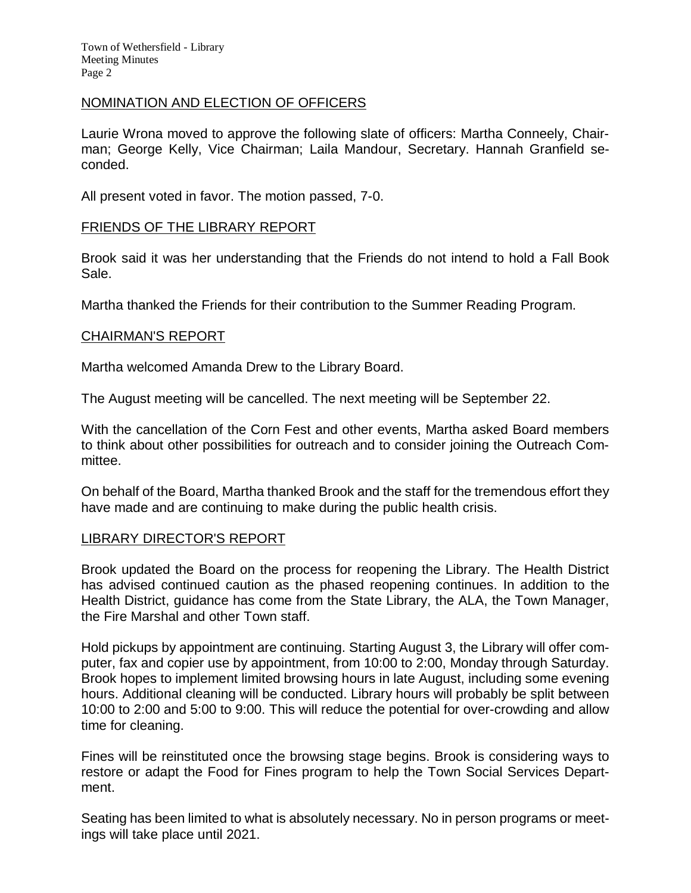## NOMINATION AND ELECTION OF OFFICERS

Laurie Wrona moved to approve the following slate of officers: Martha Conneely, Chairman; George Kelly, Vice Chairman; Laila Mandour, Secretary. Hannah Granfield seconded.

All present voted in favor. The motion passed, 7-0.

## FRIENDS OF THE LIBRARY REPORT

Brook said it was her understanding that the Friends do not intend to hold a Fall Book Sale.

Martha thanked the Friends for their contribution to the Summer Reading Program.

## CHAIRMAN'S REPORT

Martha welcomed Amanda Drew to the Library Board.

The August meeting will be cancelled. The next meeting will be September 22.

With the cancellation of the Corn Fest and other events, Martha asked Board members to think about other possibilities for outreach and to consider joining the Outreach Committee.

On behalf of the Board, Martha thanked Brook and the staff for the tremendous effort they have made and are continuing to make during the public health crisis.

## LIBRARY DIRECTOR'S REPORT

Brook updated the Board on the process for reopening the Library. The Health District has advised continued caution as the phased reopening continues. In addition to the Health District, guidance has come from the State Library, the ALA, the Town Manager, the Fire Marshal and other Town staff.

Hold pickups by appointment are continuing. Starting August 3, the Library will offer computer, fax and copier use by appointment, from 10:00 to 2:00, Monday through Saturday. Brook hopes to implement limited browsing hours in late August, including some evening hours. Additional cleaning will be conducted. Library hours will probably be split between 10:00 to 2:00 and 5:00 to 9:00. This will reduce the potential for over-crowding and allow time for cleaning.

Fines will be reinstituted once the browsing stage begins. Brook is considering ways to restore or adapt the Food for Fines program to help the Town Social Services Department.

Seating has been limited to what is absolutely necessary. No in person programs or meetings will take place until 2021.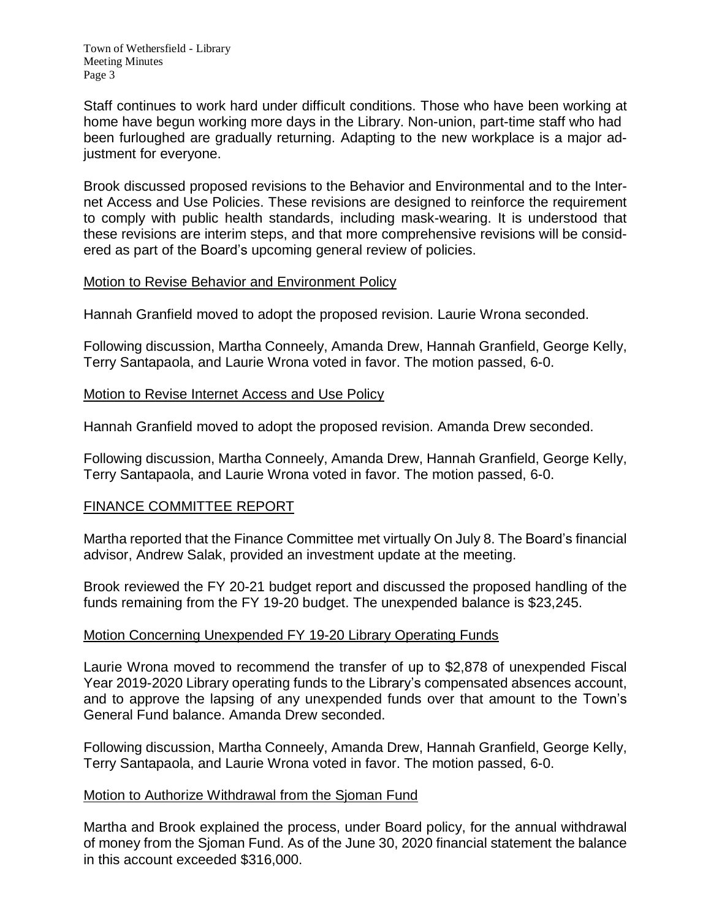Staff continues to work hard under difficult conditions. Those who have been working at home have begun working more days in the Library. Non-union, part-time staff who had been furloughed are gradually returning. Adapting to the new workplace is a major adjustment for everyone.

Brook discussed proposed revisions to the Behavior and Environmental and to the Internet Access and Use Policies. These revisions are designed to reinforce the requirement to comply with public health standards, including mask-wearing. It is understood that these revisions are interim steps, and that more comprehensive revisions will be considered as part of the Board's upcoming general review of policies.

<u>Motion to Revise Behavior and Environment Policy</u>

Hannah Granfield moved to adopt the proposed revision. Laurie Wrona seconded.

Following discussion, Martha Conneely, Amanda Drew, Hannah Granfield, George Kelly, Terry Santapaola, and Laurie Wrona voted in favor. The motion passed, 6-0.

<u>Motion to Revise Internet Access and Use Policy</u>

Hannah Granfield moved to adopt the proposed revision. Amanda Drew seconded.

Following discussion, Martha Conneely, Amanda Drew, Hannah Granfield, George Kelly, Terry Santapaola, and Laurie Wrona voted in favor. The motion passed, 6-0.

## FINANCE COMMITTEE REPORT

Martha reported that the Finance Committee met virtually On July 8. The Board's financial advisor, Andrew Salak, provided an investment update at the meeting.

Brook reviewed the FY 20-21 budget report and discussed the proposed handling of the funds remaining from the FY 19-20 budget. The unexpended balance is $23,245.

<u>Motion Concerning Unexpended FY 19-20 Library Operating Funds</u>

Laurie Wrona moved to recommend the transfer of up to $2,878 of unexpended Fiscal Year 2019-2020 Library operating funds to the Library's compensated absences account, and to approve the lapsing of any unexpended funds over that amount to the Town's General Fund balance. Amanda Drew seconded.

Following discussion, Martha Conneely, Amanda Drew, Hannah Granfield, George Kelly, Terry Santapaola, and Laurie Wrona voted in favor. The motion passed, 6-0.

<u>Motion to Authorize Withdrawal from the Sjoman Fund</u>

Martha and Brook explained the process, under Board policy, for the annual withdrawal of money from the Sjoman Fund. As of the June 30, 2020 financial statement the balance in this account exceeded $316,000.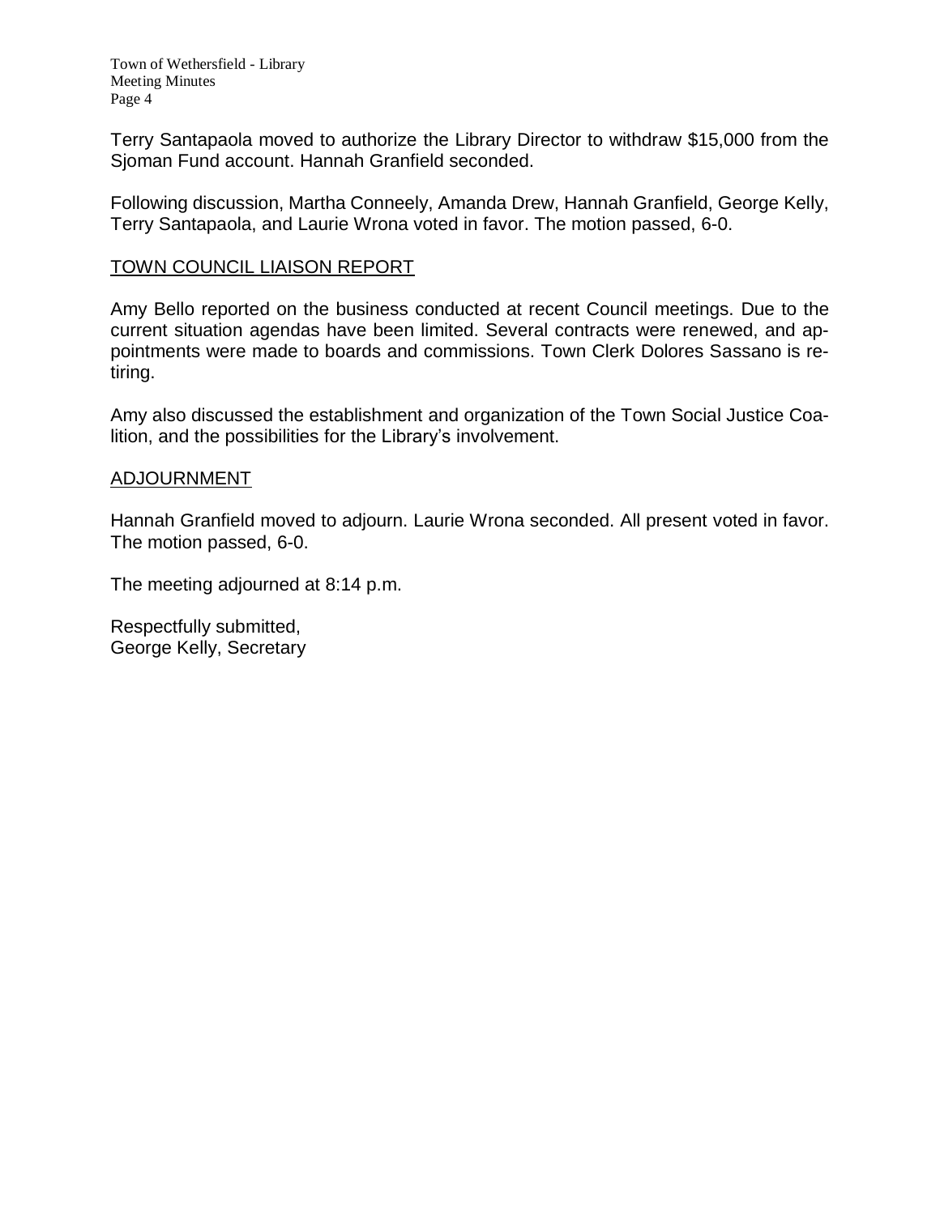Terry Santapaola moved to authorize the Library Director to withdraw $15,000 from the Sjoman Fund account. Hannah Granfield seconded.

Following discussion, Martha Conneely, Amanda Drew, Hannah Granfield, George Kelly, Terry Santapaola, and Laurie Wrona voted in favor. The motion passed, 6-0.

## TOWN COUNCIL LIAISON REPORT

Amy Bello reported on the business conducted at recent Council meetings. Due to the current situation agendas have been limited. Several contracts were renewed, and appointments were made to boards and commissions. Town Clerk Dolores Sassano is retiring.

Amy also discussed the establishment and organization of the Town Social Justice Coalition, and the possibilities for the Library's involvement.

## ADJOURNMENT

Hannah Granfield moved to adjourn. Laurie Wrona seconded. All present voted in favor. The motion passed, 6-0.

The meeting adjourned at 8:14 p.m.

Respectfully submitted,
George Kelly, Secretary